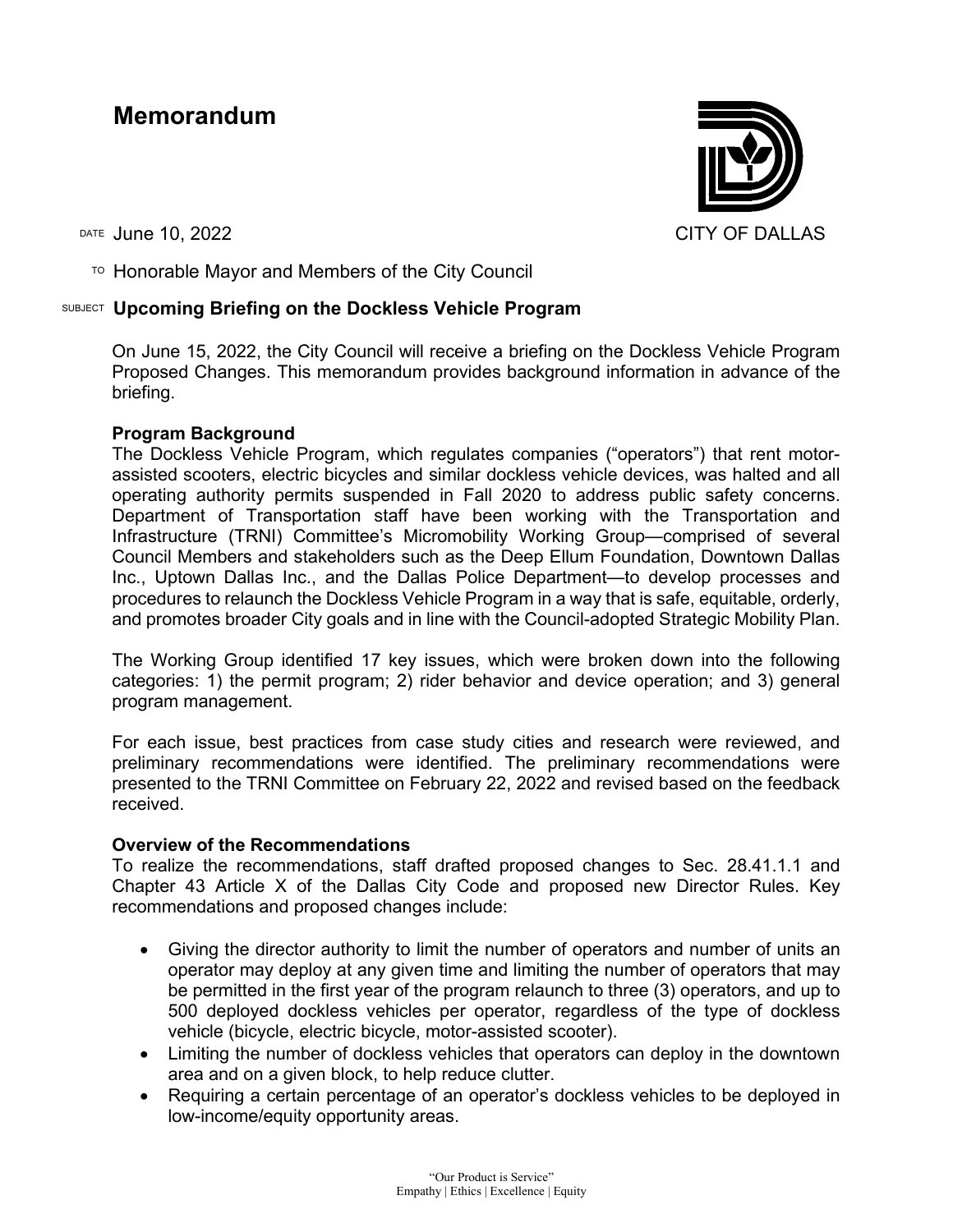# Memorandum

CITY OF DALLAS

DATE June 10, 2022

TO Honorable Mayor and Members of the City Council

SUBJECT **Upcoming Briefing on the Dockless Vehicle Program**

On June 15, 2022, the City Council will receive a briefing on the Dockless Vehicle Program Proposed Changes. This memorandum provides background information in advance of the briefing.

**Program Background**

The Dockless Vehicle Program, which regulates companies ("operators") that rent motor-assisted scooters, electric bicycles and similar dockless vehicle devices, was halted and all operating authority permits suspended in Fall 2020 to address public safety concerns. Department of Transportation staff have been working with the Transportation and Infrastructure (TRNI) Committee's Micromobility Working Group—comprised of several Council Members and stakeholders such as the Deep Ellum Foundation, Downtown Dallas Inc., Uptown Dallas Inc., and the Dallas Police Department—to develop processes and procedures to relaunch the Dockless Vehicle Program in a way that is safe, equitable, orderly, and promotes broader City goals and in line with the Council-adopted Strategic Mobility Plan.

The Working Group identified 17 key issues, which were broken down into the following categories: 1) the permit program; 2) rider behavior and device operation; and 3) general program management.

For each issue, best practices from case study cities and research were reviewed, and preliminary recommendations were identified. The preliminary recommendations were presented to the TRNI Committee on February 22, 2022 and revised based on the feedback received.

**Overview of the Recommendations**

To realize the recommendations, staff drafted proposed changes to Sec. 28.41.1.1 and Chapter 43 Article X of the Dallas City Code and proposed new Director Rules. Key recommendations and proposed changes include:

- Giving the director authority to limit the number of operators and number of units an operator may deploy at any given time and limiting the number of operators that may be permitted in the first year of the program relaunch to three (3) operators, and up to 500 deployed dockless vehicles per operator, regardless of the type of dockless vehicle (bicycle, electric bicycle, motor-assisted scooter).
- Limiting the number of dockless vehicles that operators can deploy in the downtown area and on a given block, to help reduce clutter.
- Requiring a certain percentage of an operator's dockless vehicles to be deployed in low-income/equity opportunity areas.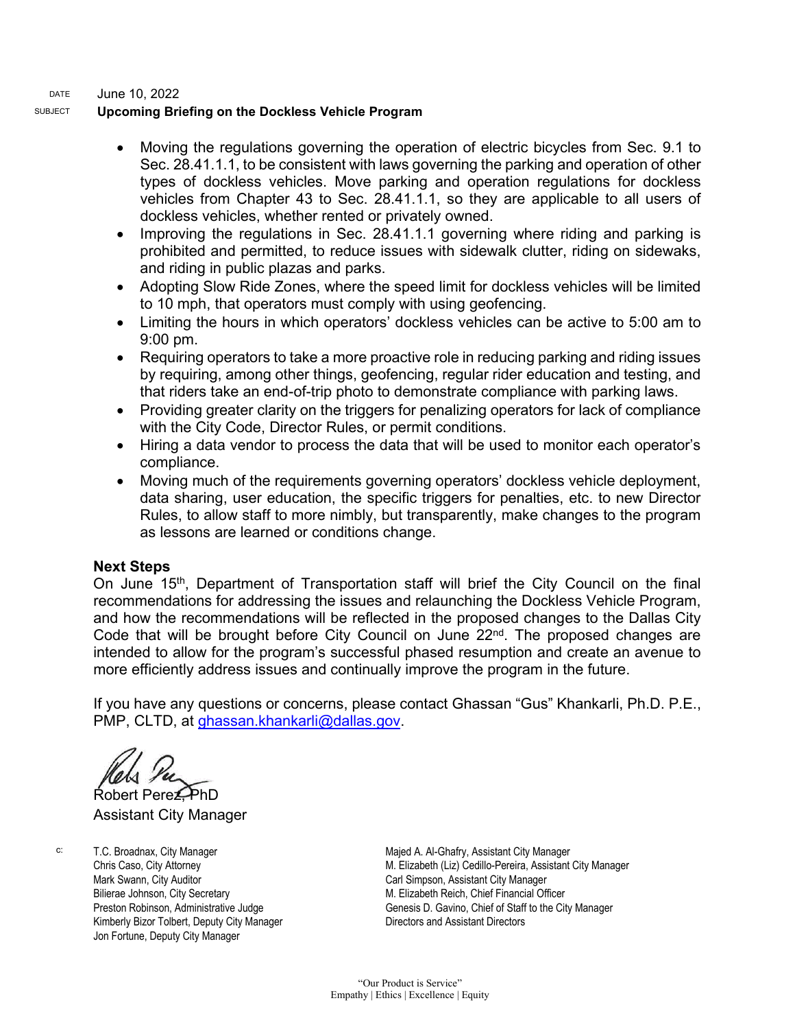DATE June 10, 2022

SUBJECT **Upcoming Briefing on the Dockless Vehicle Program**

- Moving the regulations governing the operation of electric bicycles from Sec. 9.1 to Sec. 28.41.1.1, to be consistent with laws governing the parking and operation of other types of dockless vehicles. Move parking and operation regulations for dockless vehicles from Chapter 43 to Sec. 28.41.1.1, so they are applicable to all users of dockless vehicles, whether rented or privately owned.
- Improving the regulations in Sec. 28.41.1.1 governing where riding and parking is prohibited and permitted, to reduce issues with sidewalk clutter, riding on sidewaks, and riding in public plazas and parks.
- Adopting Slow Ride Zones, where the speed limit for dockless vehicles will be limited to 10 mph, that operators must comply with using geofencing.
- Limiting the hours in which operators' dockless vehicles can be active to 5:00 am to 9:00 pm.
- Requiring operators to take a more proactive role in reducing parking and riding issues by requiring, among other things, geofencing, regular rider education and testing, and that riders take an end-of-trip photo to demonstrate compliance with parking laws.
- Providing greater clarity on the triggers for penalizing operators for lack of compliance with the City Code, Director Rules, or permit conditions.
- Hiring a data vendor to process the data that will be used to monitor each operator's compliance.
- Moving much of the requirements governing operators' dockless vehicle deployment, data sharing, user education, the specific triggers for penalties, etc. to new Director Rules, to allow staff to more nimbly, but transparently, make changes to the program as lessons are learned or conditions change.

## Next Steps

On June 15th, Department of Transportation staff will brief the City Council on the final recommendations for addressing the issues and relaunching the Dockless Vehicle Program, and how the recommendations will be reflected in the proposed changes to the Dallas City Code that will be brought before City Council on June 22nd. The proposed changes are intended to allow for the program's successful phased resumption and create an avenue to more efficiently address issues and continually improve the program in the future.

If you have any questions or concerns, please contact Ghassan "Gus" Khankarli, Ph.D. P.E., PMP, CLTD, at ghassan.khankarli@dallas.gov.

Robert Perez, PhD
Assistant City Manager

c:
T.C. Broadnax, City Manager
Chris Caso, City Attorney
Mark Swann, City Auditor
Bilierae Johnson, City Secretary
Preston Robinson, Administrative Judge
Kimberly Bizor Tolbert, Deputy City Manager
Jon Fortune, Deputy City Manager
Majed A. Al-Ghafry, Assistant City Manager
M. Elizabeth (Liz) Cedillo-Pereira, Assistant City Manager
Carl Simpson, Assistant City Manager
M. Elizabeth Reich, Chief Financial Officer
Genesis D. Gavino, Chief of Staff to the City Manager
Directors and Assistant Directors

"Our Product is Service"
Empathy | Ethics | Excellence | Equity